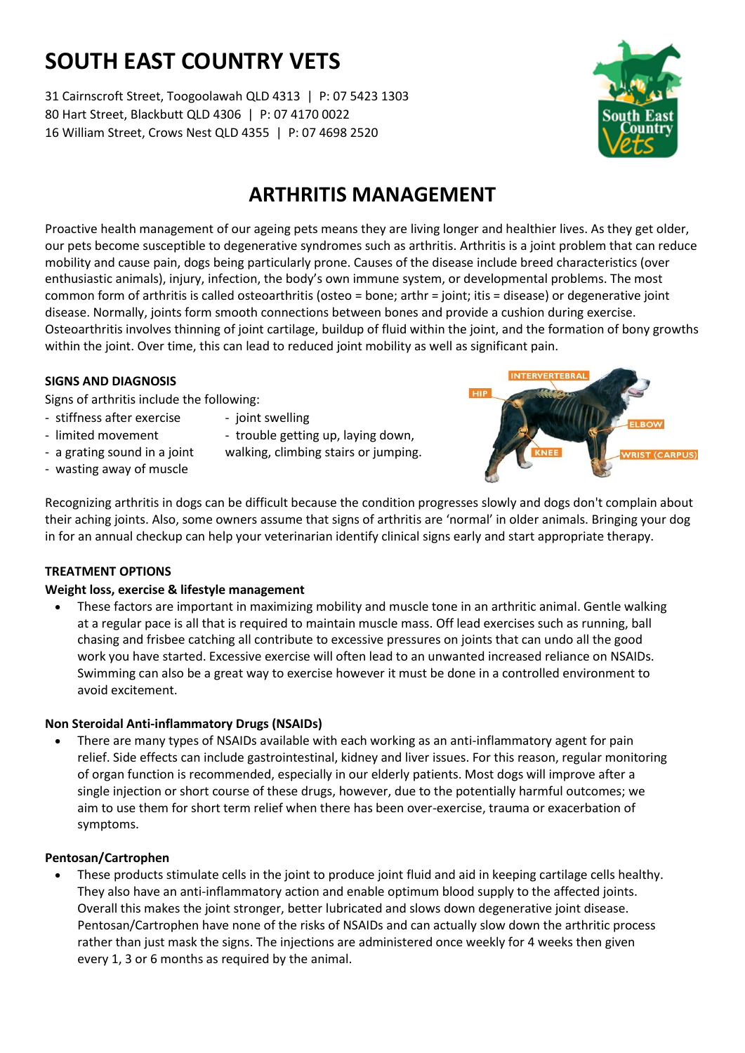# SOUTH EAST COUNTRY VETS

31 Cairnscroft Street, Toogoolawah QLD 4313 | P: 07 5423 1303
80 Hart Street, Blackbutt QLD 4306 | P: 07 4170 0022
16 William Street, Crows Nest QLD 4355 | P: 07 4698 2520

## ARTHRITIS MANAGEMENT

Proactive health management of our ageing pets means they are living longer and healthier lives. As they get older, our pets become susceptible to degenerative syndromes such as arthritis. Arthritis is a joint problem that can reduce mobility and cause pain, dogs being particularly prone. Causes of the disease include breed characteristics (over enthusiastic animals), injury, infection, the body's own immune system, or developmental problems. The most common form of arthritis is called osteoarthritis (osteo = bone; arthr = joint; itis = disease) or degenerative joint disease. Normally, joints form smooth connections between bones and provide a cushion during exercise. Osteoarthritis involves thinning of joint cartilage, buildup of fluid within the joint, and the formation of bony growths within the joint. Over time, this can lead to reduced joint mobility as well as significant pain.

### SIGNS AND DIAGNOSIS

Signs of arthritis include the following:

- stiffness after exercise
- limited movement
- a grating sound in a joint
- wasting away of muscle
- joint swelling
- trouble getting up, laying down, walking, climbing stairs or jumping.

INTERVERTEBRAL
HIP
ELBOW
KNEE
WRIST (CARPUS)

Recognizing arthritis in dogs can be difficult because the condition progresses slowly and dogs don't complain about their aching joints. Also, some owners assume that signs of arthritis are 'normal' in older animals. Bringing your dog in for an annual checkup can help your veterinarian identify clinical signs early and start appropriate therapy.

### TREATMENT OPTIONS

**Weight loss, exercise & lifestyle management**

- These factors are important in maximizing mobility and muscle tone in an arthritic animal. Gentle walking at a regular pace is all that is required to maintain muscle mass. Off lead exercises such as running, ball chasing and frisbee catching all contribute to excessive pressures on joints that can undo all the good work you have started. Excessive exercise will often lead to an unwanted increased reliance on NSAIDs. Swimming can also be a great way to exercise however it must be done in a controlled environment to avoid excitement.

**Non Steroidal Anti-inflammatory Drugs (NSAIDs)**

- There are many types of NSAIDs available with each working as an anti-inflammatory agent for pain relief. Side effects can include gastrointestinal, kidney and liver issues. For this reason, regular monitoring of organ function is recommended, especially in our elderly patients. Most dogs will improve after a single injection or short course of these drugs, however, due to the potentially harmful outcomes; we aim to use them for short term relief when there has been over-exercise, trauma or exacerbation of symptoms.

**Pentosan/Cartrophen**

- These products stimulate cells in the joint to produce joint fluid and aid in keeping cartilage cells healthy. They also have an anti-inflammatory action and enable optimum blood supply to the affected joints. Overall this makes the joint stronger, better lubricated and slows down degenerative joint disease. Pentosan/Cartrophen have none of the risks of NSAIDs and can actually slow down the arthritic process rather than just mask the signs. The injections are administered once weekly for 4 weeks then given every 1, 3 or 6 months as required by the animal.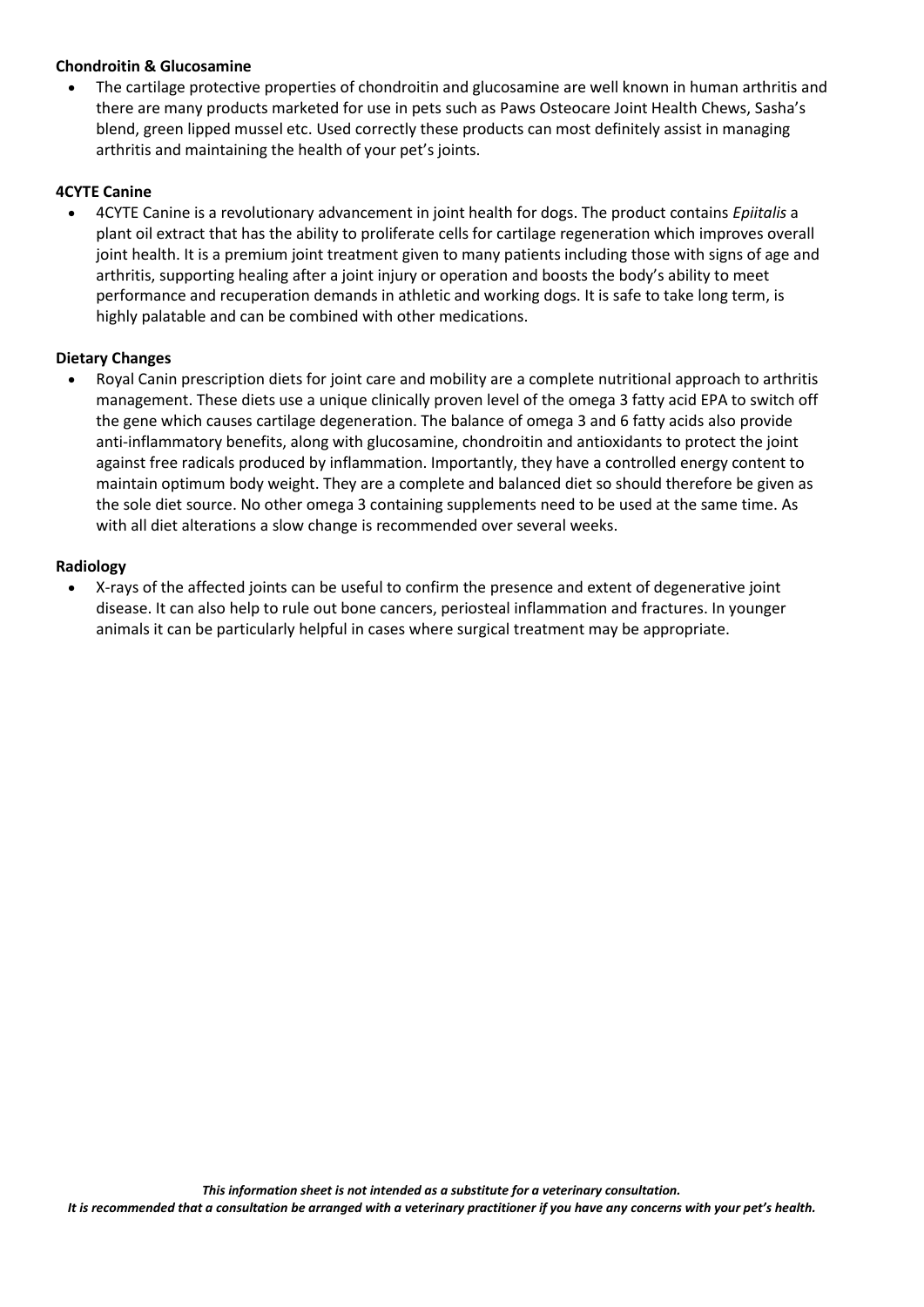**Chondroitin & Glucosamine**

- The cartilage protective properties of chondroitin and glucosamine are well known in human arthritis and there are many products marketed for use in pets such as Paws Osteocare Joint Health Chews, Sasha's blend, green lipped mussel etc. Used correctly these products can most definitely assist in managing arthritis and maintaining the health of your pet's joints.

**4CYTE Canine**

- 4CYTE Canine is a revolutionary advancement in joint health for dogs. The product contains *Epiitalis* a plant oil extract that has the ability to proliferate cells for cartilage regeneration which improves overall joint health. It is a premium joint treatment given to many patients including those with signs of age and arthritis, supporting healing after a joint injury or operation and boosts the body's ability to meet performance and recuperation demands in athletic and working dogs. It is safe to take long term, is highly palatable and can be combined with other medications.

**Dietary Changes**

- Royal Canin prescription diets for joint care and mobility are a complete nutritional approach to arthritis management. These diets use a unique clinically proven level of the omega 3 fatty acid EPA to switch off the gene which causes cartilage degeneration. The balance of omega 3 and 6 fatty acids also provide anti-inflammatory benefits, along with glucosamine, chondroitin and antioxidants to protect the joint against free radicals produced by inflammation. Importantly, they have a controlled energy content to maintain optimum body weight. They are a complete and balanced diet so should therefore be given as the sole diet source. No other omega 3 containing supplements need to be used at the same time. As with all diet alterations a slow change is recommended over several weeks.

**Radiology**

- X-rays of the affected joints can be useful to confirm the presence and extent of degenerative joint disease. It can also help to rule out bone cancers, periosteal inflammation and fractures. In younger animals it can be particularly helpful in cases where surgical treatment may be appropriate.

***This information sheet is not intended as a substitute for a veterinary consultation.***
***It is recommended that a consultation be arranged with a veterinary practitioner if you have any concerns with your pet's health.***